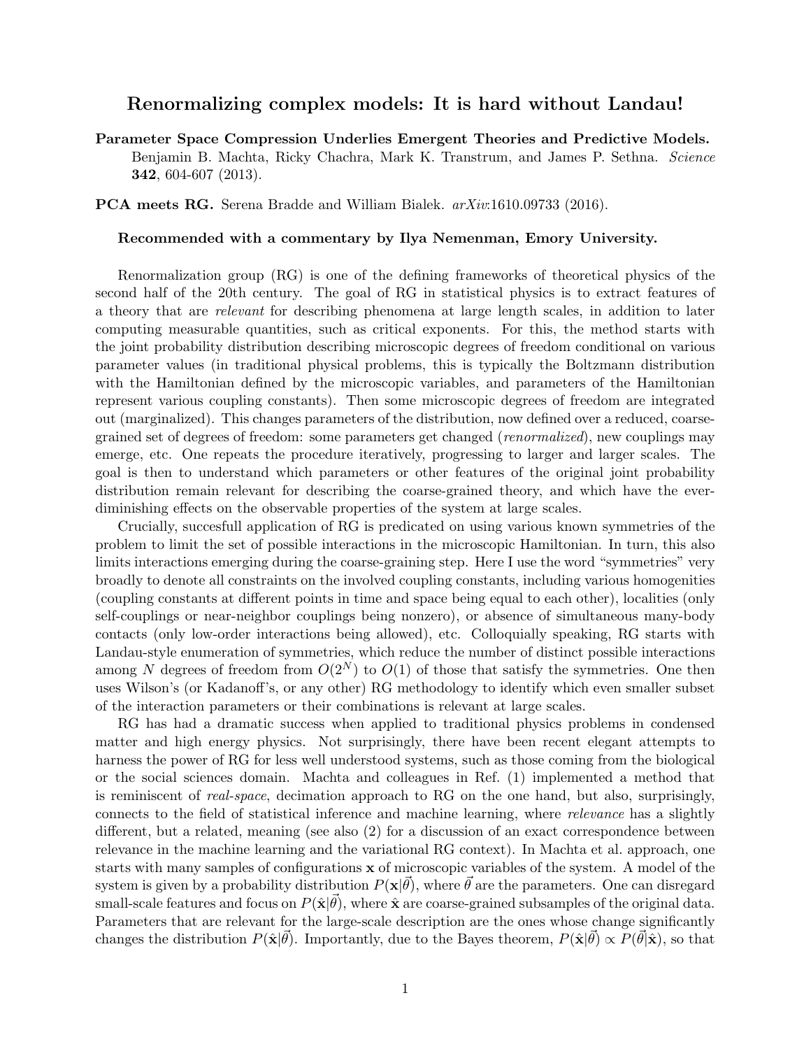# Renormalizing complex models: It is hard without Landau!

**Parameter Space Compression Underlies Emergent Theories and Predictive Models.** Benjamin B. Machta, Ricky Chachra, Mark K. Transtrum, and James P. Sethna. *Science* **342**, 604-607 (2013).

**PCA meets RG.** Serena Bradde and William Bialek. *arXiv*:1610.09733 (2016).

**Recommended with a commentary by Ilya Nemenman, Emory University.**

Renormalization group (RG) is one of the defining frameworks of theoretical physics of the second half of the 20th century. The goal of RG in statistical physics is to extract features of a theory that are *relevant* for describing phenomena at large length scales, in addition to later computing measurable quantities, such as critical exponents. For this, the method starts with the joint probability distribution describing microscopic degrees of freedom conditional on various parameter values (in traditional physical problems, this is typically the Boltzmann distribution with the Hamiltonian defined by the microscopic variables, and parameters of the Hamiltonian represent various coupling constants). Then some microscopic degrees of freedom are integrated out (marginalized). This changes parameters of the distribution, now defined over a reduced, coarse-grained set of degrees of freedom: some parameters get changed (*renormalized*), new couplings may emerge, etc. One repeats the procedure iteratively, progressing to larger and larger scales. The goal is then to understand which parameters or other features of the original joint probability distribution remain relevant for describing the coarse-grained theory, and which have the ever-diminishing effects on the observable properties of the system at large scales.

Crucially, succesfull application of RG is predicated on using various known symmetries of the problem to limit the set of possible interactions in the microscopic Hamiltonian. In turn, this also limits interactions emerging during the coarse-graining step. Here I use the word "symmetries" very broadly to denote all constraints on the involved coupling constants, including various homogenities (coupling constants at different points in time and space being equal to each other), localities (only self-couplings or near-neighbor couplings being nonzero), or absence of simultaneous many-body contacts (only low-order interactions being allowed), etc. Colloquially speaking, RG starts with Landau-style enumeration of symmetries, which reduce the number of distinct possible interactions among $N$ degrees of freedom from $O(2^N)$ to $O(1)$ of those that satisfy the symmetries. One then uses Wilson's (or Kadanoff's, or any other) RG methodology to identify which even smaller subset of the interaction parameters or their combinations is relevant at large scales.

RG has had a dramatic success when applied to traditional physics problems in condensed matter and high energy physics. Not surprisingly, there have been recent elegant attempts to harness the power of RG for less well understood systems, such as those coming from the biological or the social sciences domain. Machta and colleagues in Ref. (1) implemented a method that is reminiscent of *real-space*, decimation approach to RG on the one hand, but also, surprisingly, connects to the field of statistical inference and machine learning, where *relevance* has a slightly different, but a related, meaning (see also (2) for a discussion of an exact correspondence between relevance in the machine learning and the variational RG context). In Machta et al. approach, one starts with many samples of configurations $\mathbf{x}$ of microscopic variables of the system. A model of the system is given by a probability distribution $P(\mathbf{x}|\vec{\theta})$, where $\vec{\theta}$ are the parameters. One can disregard small-scale features and focus on $P(\hat{\mathbf{x}}|\vec{\theta})$, where $\hat{\mathbf{x}}$ are coarse-grained subsamples of the original data. Parameters that are relevant for the large-scale description are the ones whose change significantly changes the distribution $P(\hat{\mathbf{x}}|\vec{\theta})$. Importantly, due to the Bayes theorem, $P(\hat{\mathbf{x}}|\vec{\theta}) \propto P(\vec{\theta}|\hat{\mathbf{x}})$, so that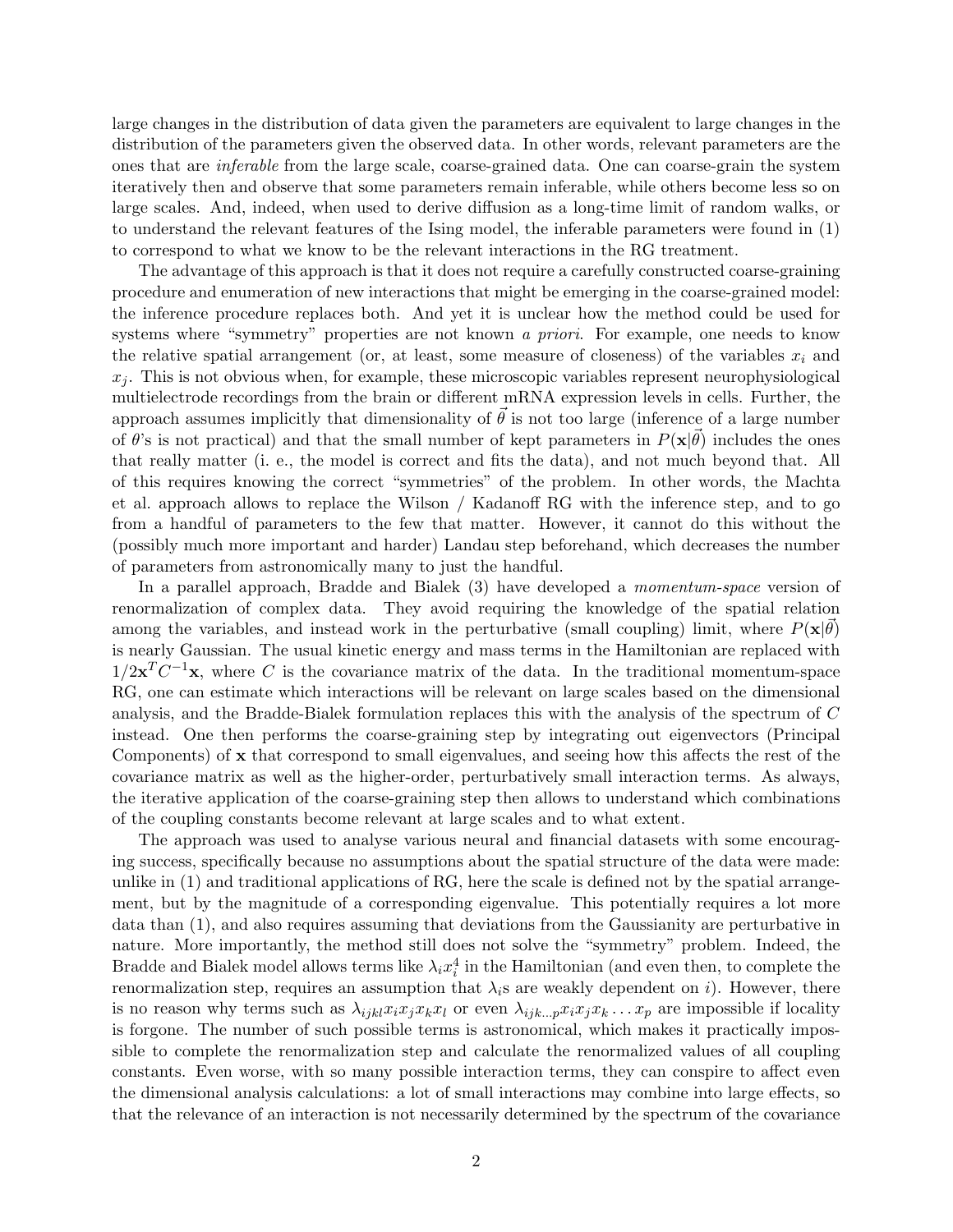large changes in the distribution of data given the parameters are equivalent to large changes in the distribution of the parameters given the observed data. In other words, relevant parameters are the ones that are *inferable* from the large scale, coarse-grained data. One can coarse-grain the system iteratively then and observe that some parameters remain inferable, while others become less so on large scales. And, indeed, when used to derive diffusion as a long-time limit of random walks, or to understand the relevant features of the Ising model, the inferable parameters were found in (1) to correspond to what we know to be the relevant interactions in the RG treatment.

The advantage of this approach is that it does not require a carefully constructed coarse-graining procedure and enumeration of new interactions that might be emerging in the coarse-grained model: the inference procedure replaces both. And yet it is unclear how the method could be used for systems where "symmetry" properties are not known *a priori*. For example, one needs to know the relative spatial arrangement (or, at least, some measure of closeness) of the variables $x_i$ and $x_j$. This is not obvious when, for example, these microscopic variables represent neurophysiological multielectrode recordings from the brain or different mRNA expression levels in cells. Further, the approach assumes implicitly that dimensionality of $\vec{\theta}$ is not too large (inference of a large number of $\theta$'s is not practical) and that the small number of kept parameters in $P(\mathbf{x}|\vec{\theta})$ includes the ones that really matter (i. e., the model is correct and fits the data), and not much beyond that. All of this requires knowing the correct "symmetries" of the problem. In other words, the Machta et al. approach allows to replace the Wilson / Kadanoff RG with the inference step, and to go from a handful of parameters to the few that matter. However, it cannot do this without the (possibly much more important and harder) Landau step beforehand, which decreases the number of parameters from astronomically many to just the handful.

In a parallel approach, Bradde and Bialek (3) have developed a *momentum-space* version of renormalization of complex data. They avoid requiring the knowledge of the spatial relation among the variables, and instead work in the perturbative (small coupling) limit, where $P(\mathbf{x}|\vec{\theta})$ is nearly Gaussian. The usual kinetic energy and mass terms in the Hamiltonian are replaced with $1/2\mathbf{x}^T C^{-1}\mathbf{x}$, where $C$ is the covariance matrix of the data. In the traditional momentum-space RG, one can estimate which interactions will be relevant on large scales based on the dimensional analysis, and the Bradde-Bialek formulation replaces this with the analysis of the spectrum of $C$ instead. One then performs the coarse-graining step by integrating out eigenvectors (Principal Components) of $\mathbf{x}$ that correspond to small eigenvalues, and seeing how this affects the rest of the covariance matrix as well as the higher-order, perturbatively small interaction terms. As always, the iterative application of the coarse-graining step then allows to understand which combinations of the coupling constants become relevant at large scales and to what extent.

The approach was used to analyse various neural and financial datasets with some encouraging success, specifically because no assumptions about the spatial structure of the data were made: unlike in (1) and traditional applications of RG, here the scale is defined not by the spatial arrangement, but by the magnitude of a corresponding eigenvalue. This potentially requires a lot more data than (1), and also requires assuming that deviations from the Gaussianity are perturbative in nature. More importantly, the method still does not solve the "symmetry" problem. Indeed, the Bradde and Bialek model allows terms like $\lambda_i x_i^4$ in the Hamiltonian (and even then, to complete the renormalization step, requires an assumption that $\lambda_i$s are weakly dependent on $i$). However, there is no reason why terms such as $\lambda_{ijkl}x_ix_jx_kx_l$ or even $\lambda_{ijk\dots p}x_ix_jx_k\dots x_p$ are impossible if locality is forgone. The number of such possible terms is astronomical, which makes it practically impossible to complete the renormalization step and calculate the renormalized values of all coupling constants. Even worse, with so many possible interaction terms, they can conspire to affect even the dimensional analysis calculations: a lot of small interactions may combine into large effects, so that the relevance of an interaction is not necessarily determined by the spectrum of the covariance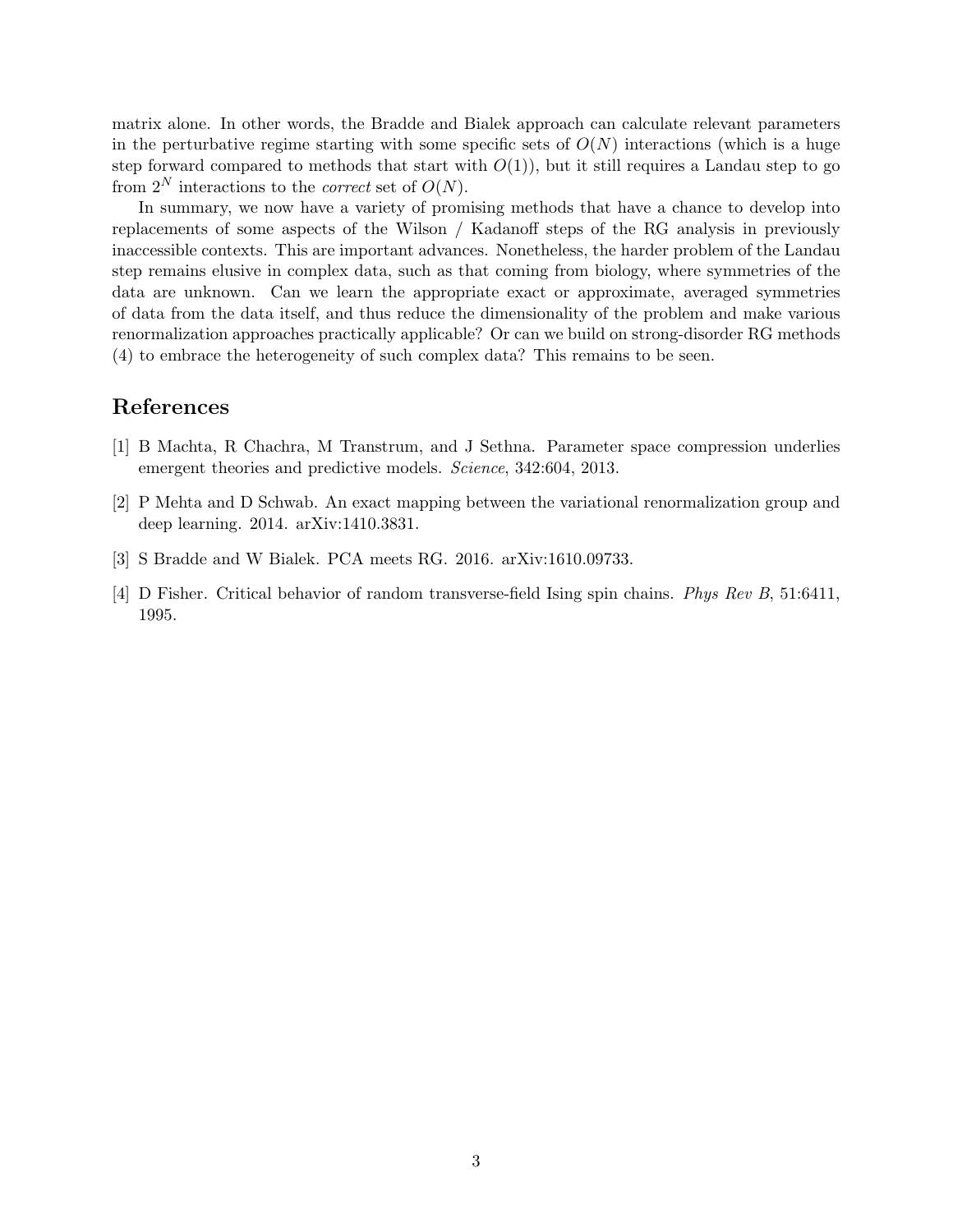matrix alone. In other words, the Bradde and Bialek approach can calculate relevant parameters in the perturbative regime starting with some specific sets of $O(N)$ interactions (which is a huge step forward compared to methods that start with $O(1)$), but it still requires a Landau step to go from $2^N$ interactions to the *correct* set of $O(N)$.

In summary, we now have a variety of promising methods that have a chance to develop into replacements of some aspects of the Wilson / Kadanoff steps of the RG analysis in previously inaccessible contexts. This are important advances. Nonetheless, the harder problem of the Landau step remains elusive in complex data, such as that coming from biology, where symmetries of the data are unknown. Can we learn the appropriate exact or approximate, averaged symmetries of data from the data itself, and thus reduce the dimensionality of the problem and make various renormalization approaches practically applicable? Or can we build on strong-disorder RG methods (4) to embrace the heterogeneity of such complex data? This remains to be seen.

## References

[1] B Machta, R Chachra, M Transtrum, and J Sethna. Parameter space compression underlies emergent theories and predictive models. *Science*, 342:604, 2013.

[2] P Mehta and D Schwab. An exact mapping between the variational renormalization group and deep learning. 2014. arXiv:1410.3831.

[3] S Bradde and W Bialek. PCA meets RG. 2016. arXiv:1610.09733.

[4] D Fisher. Critical behavior of random transverse-field Ising spin chains. *Phys Rev B*, 51:6411, 1995.